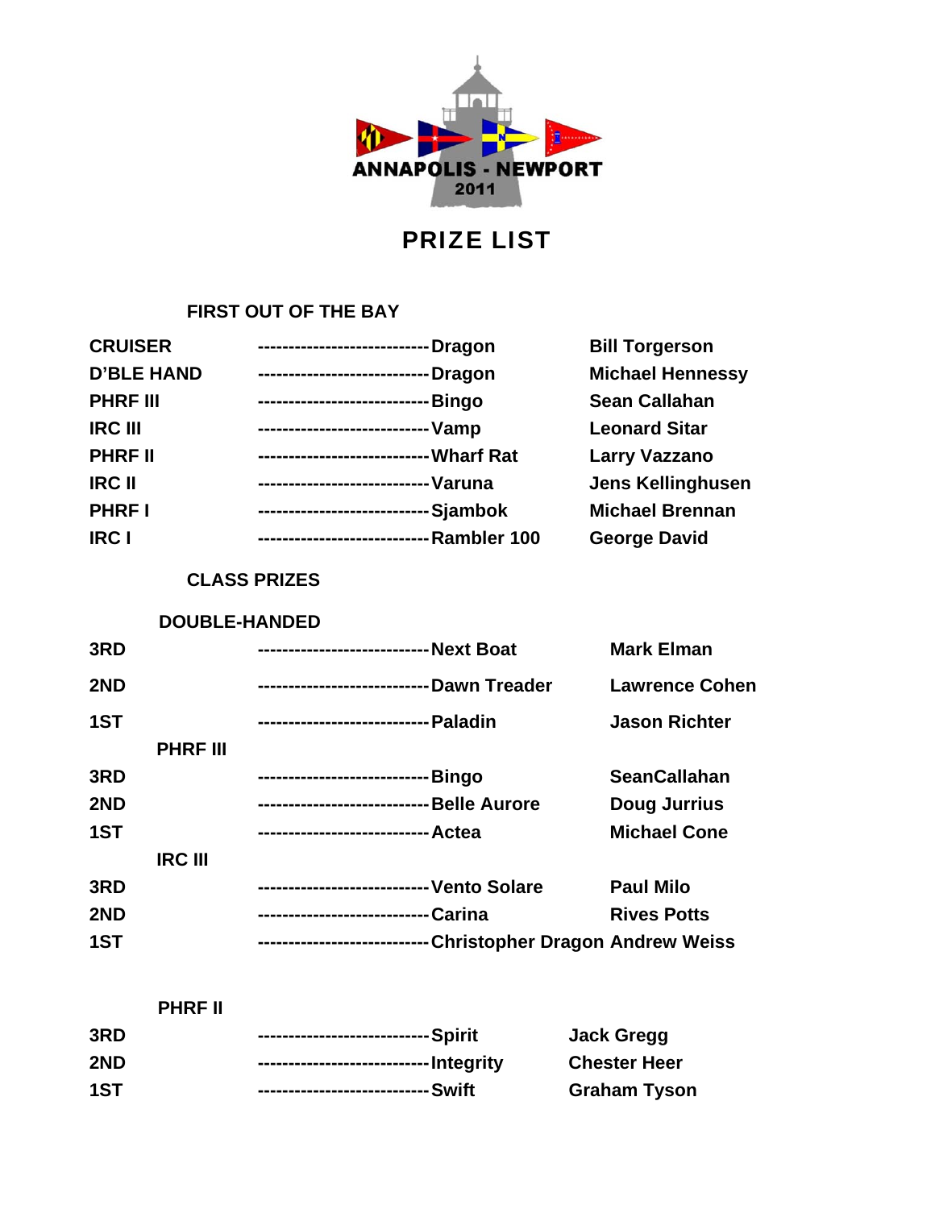ANNAPOLIS - NEWPORT
2011

# PRIZE LIST

## FIRST OUT OF THE BAY

| Class | Boat | Skipper |
|---|---|---|
| CRUISER | Dragon | Bill Torgerson |
| D'BLE HAND | Dragon | Michael Hennessy |
| PHRF III | Bingo | Sean Callahan |
| IRC III | Vamp | Leonard Sitar |
| PHRF II | Wharf Rat | Larry Vazzano |
| IRC II | Varuna | Jens Kellinghusen |
| PHRF I | Sjambok | Michael Brennan |
| IRC I | Rambler 100 | George David |

## CLASS PRIZES

### DOUBLE-HANDED

| Place | Boat | Skipper |
|---|---|---|
| 3RD | Next Boat | Mark Elman |
| 2ND | Dawn Treader | Lawrence Cohen |
| 1ST | Paladin | Jason Richter |

### PHRF III

| Place | Boat | Skipper |
|---|---|---|
| 3RD | Bingo | SeanCallahan |
| 2ND | Belle Aurore | Doug Jurrius |
| 1ST | Actea | Michael Cone |

### IRC III

| Place | Boat | Skipper |
|---|---|---|
| 3RD | Vento Solare | Paul Milo |
| 2ND | Carina | Rives Potts |
| 1ST | Christopher Dragon | Andrew Weiss |

### PHRF II

| Place | Boat | Skipper |
|---|---|---|
| 3RD | Spirit | Jack Gregg |
| 2ND | Integrity | Chester Heer |
| 1ST | Swift | Graham Tyson |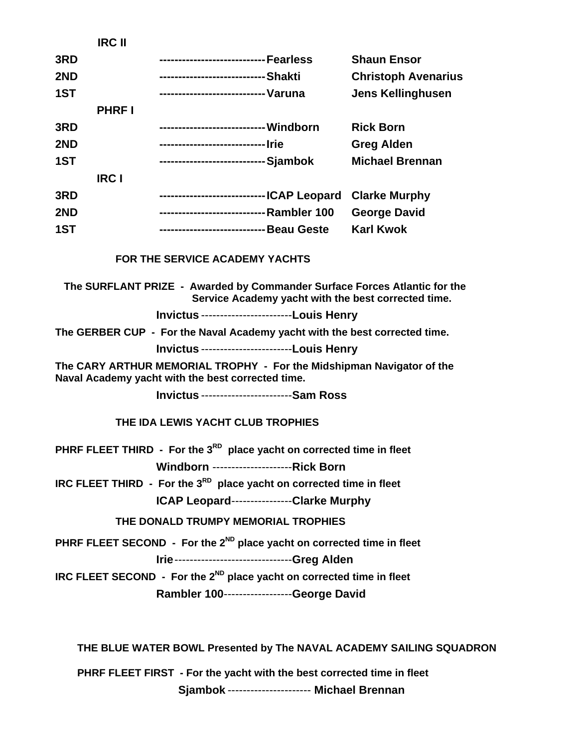**IRC II**

| Place | Yacht | Owner |
|---|---|---|
| 3RD | Fearless | Shaun Ensor |
| 2ND | Shakti | Christoph Avenarius |
| 1ST | Varuna | Jens Kellinghusen |

**PHRF I**

| Place | Yacht | Owner |
|---|---|---|
| 3RD | Windborn | Rick Born |
| 2ND | Irie | Greg Alden |
| 1ST | Sjambok | Michael Brennan |

**IRC I**

| Place | Yacht | Owner |
|---|---|---|
| 3RD | ICAP Leopard | Clarke Murphy |
| 2ND | Rambler 100 | George David |
| 1ST | Beau Geste | Karl Kwok |

## FOR THE SERVICE ACADEMY YACHTS

**The SURFLANT PRIZE - Awarded by Commander Surface Forces Atlantic for the Service Academy yacht with the best corrected time.**

**Invictus** ------------------------ **Louis Henry**

**The GERBER CUP - For the Naval Academy yacht with the best corrected time.**

**Invictus** ------------------------ **Louis Henry**

**The CARY ARTHUR MEMORIAL TROPHY - For the Midshipman Navigator of the Naval Academy yacht with the best corrected time.**

**Invictus** ------------------------ **Sam Ross**

## THE IDA LEWIS YACHT CLUB TROPHIES

**PHRF FLEET THIRD - For the 3RD place yacht on corrected time in fleet**

**Windborn** --------------------- **Rick Born**

**IRC FLEET THIRD - For the 3RD place yacht on corrected time in fleet**

**ICAP Leopard**---------------- **Clarke Murphy**

## THE DONALD TRUMPY MEMORIAL TROPHIES

**PHRF FLEET SECOND - For the 2ND place yacht on corrected time in fleet**

**Irie** ------------------------------- **Greg Alden**

**IRC FLEET SECOND - For the 2ND place yacht on corrected time in fleet**

**Rambler 100**------------------ **George David**

## THE BLUE WATER BOWL Presented by The NAVAL ACADEMY SAILING SQUADRON

**PHRF FLEET FIRST - For the yacht with the best corrected time in fleet**

**Sjambok** ---------------------- **Michael Brennan**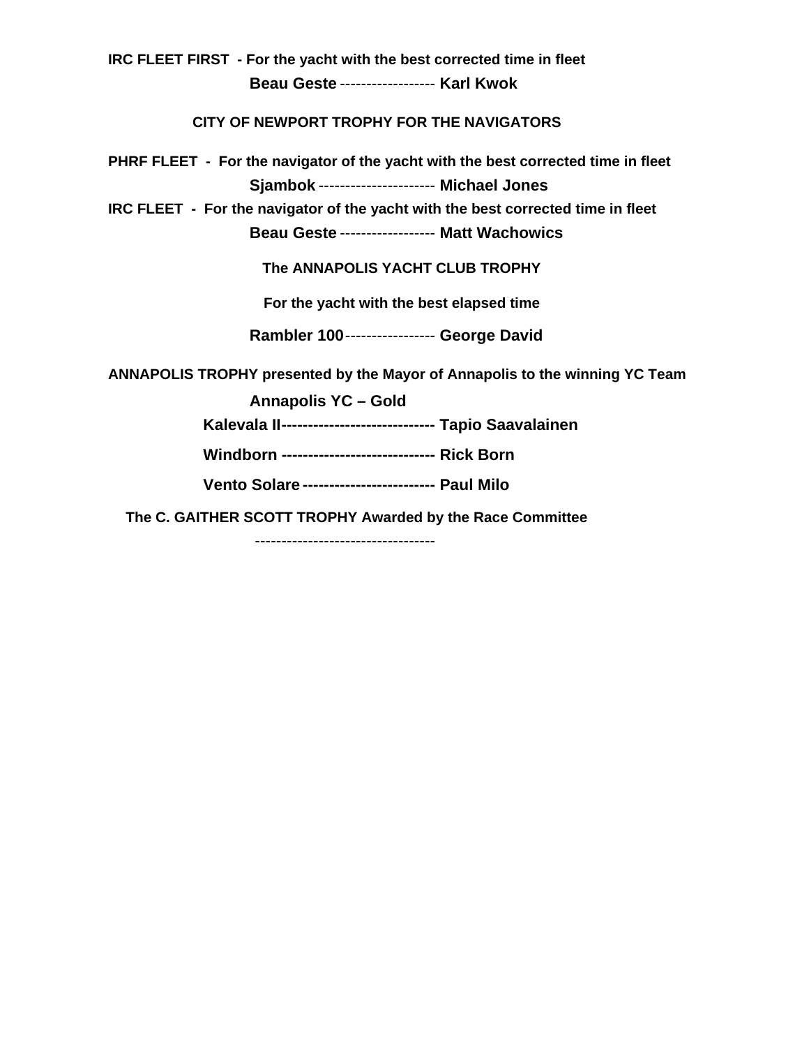**IRC FLEET FIRST - For the yacht with the best corrected time in fleet**

**Beau Geste** ------------------ **Karl Kwok**

**CITY OF NEWPORT TROPHY FOR THE NAVIGATORS**

**PHRF FLEET - For the navigator of the yacht with the best corrected time in fleet**

**Sjambok** ---------------------- **Michael Jones**

**IRC FLEET - For the navigator of the yacht with the best corrected time in fleet**

**Beau Geste** ------------------ **Matt Wachowics**

**The ANNAPOLIS YACHT CLUB TROPHY**

**For the yacht with the best elapsed time**

**Rambler 100** ----------------- **George David**

**ANNAPOLIS TROPHY presented by the Mayor of Annapolis to the winning YC Team**

**Annapolis YC – Gold**

**Kalevala II---------------------------- Tapio Saavalainen**

**Windborn ---------------------------- Rick Born**

**Vento Solare ------------------------ Paul Milo**

**The C. GAITHER SCOTT TROPHY Awarded by the Race Committee**

----------------------------------